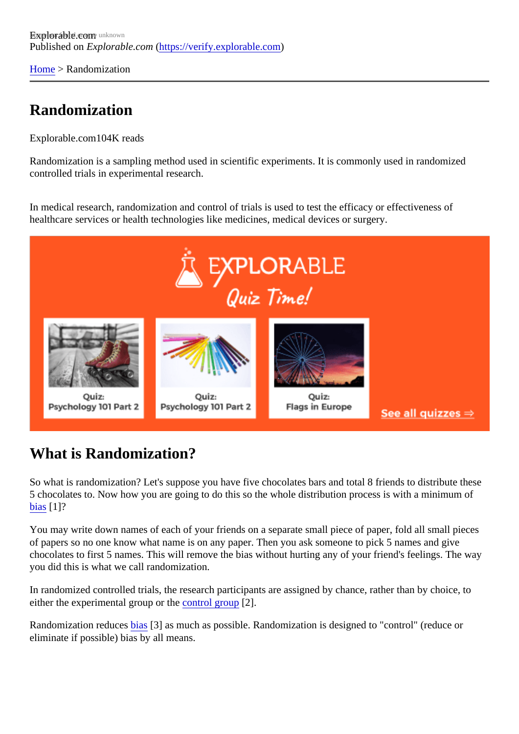Explorable.com
Published on *Explorable.com* (https://verify.explorable.com)

Home > Randomization

# Randomization

Explorable.com104K reads

Randomization is a sampling method used in scientific experiments. It is commonly used in randomized controlled trials in experimental research.

In medical research, randomization and control of trials is used to test the efficacy or effectiveness of healthcare services or health technologies like medicines, medical devices or surgery.

## What is Randomization?

So what is randomization? Let's suppose you have five chocolates bars and total 8 friends to distribute these 5 chocolates to. Now how you are going to do this so the whole distribution process is with a minimum of bias [1]?

You may write down names of each of your friends on a separate small piece of paper, fold all small pieces of papers so no one know what name is on any paper. Then you ask someone to pick 5 names and give chocolates to first 5 names. This will remove the bias without hurting any of your friend's feelings. The way you did this is what we call randomization.

In randomized controlled trials, the research participants are assigned by chance, rather than by choice, to either the experimental group or the control group [2].

Randomization reduces bias [3] as much as possible. Randomization is designed to "control" (reduce or eliminate if possible) bias by all means.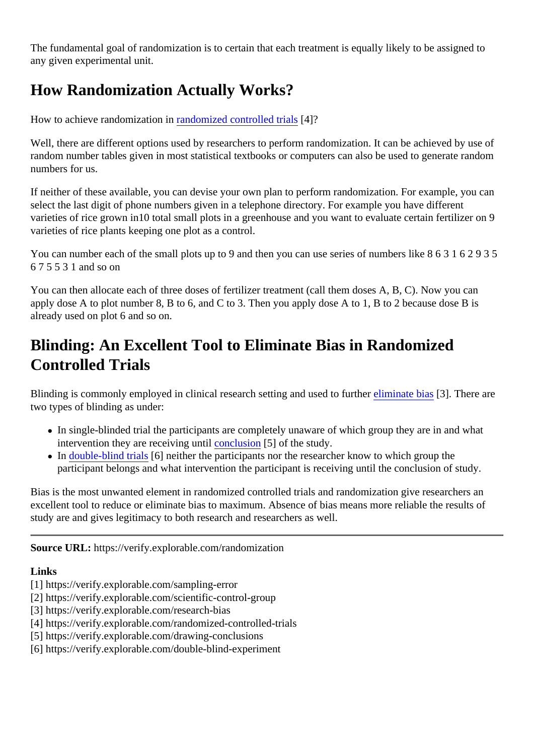The fundamental goal of randomization is to certain that each treatment is equally likely to be assigned to any given experimental unit.

## How Randomization Actually Works?

How to achieve randomization in randomized controlled trials [4]?

Well, there are different options used by researchers to perform randomization. It can be achieved by use of random number tables given in most statistical textbooks or computers can also be used to generate random numbers for us.

If neither of these available, you can devise your own plan to perform randomization. For example, you can select the last digit of phone numbers given in a telephone directory. For example you have different varieties of rice grown in10 total small plots in a greenhouse and you want to evaluate certain fertilizer on 9 varieties of rice plants keeping one plot as a control.

You can number each of the small plots up to 9 and then you can use series of numbers like 8 6 3 1 6 2 9 3 5 6 7 5 5 3 1 and so on

You can then allocate each of three doses of fertilizer treatment (call them doses A, B, C). Now you can apply dose A to plot number 8, B to 6, and C to 3. Then you apply dose A to 1, B to 2 because dose B is already used on plot 6 and so on.

## Blinding: An Excellent Tool to Eliminate Bias in Randomized Controlled Trials

Blinding is commonly employed in clinical research setting and used to further eliminate bias [3]. There are two types of blinding as under:

- In single-blinded trial the participants are completely unaware of which group they are in and what intervention they are receiving until conclusion [5] of the study.
- In double-blind trials [6] neither the participants nor the researcher know to which group the participant belongs and what intervention the participant is receiving until the conclusion of study.

Bias is the most unwanted element in randomized controlled trials and randomization give researchers an excellent tool to reduce or eliminate bias to maximum. Absence of bias means more reliable the results of study are and gives legitimacy to both research and researchers as well.

---

**Source URL:** https://verify.explorable.com/randomization

**Links**
[1] https://verify.explorable.com/sampling-error
[2] https://verify.explorable.com/scientific-control-group
[3] https://verify.explorable.com/research-bias
[4] https://verify.explorable.com/randomized-controlled-trials
[5] https://verify.explorable.com/drawing-conclusions
[6] https://verify.explorable.com/double-blind-experiment